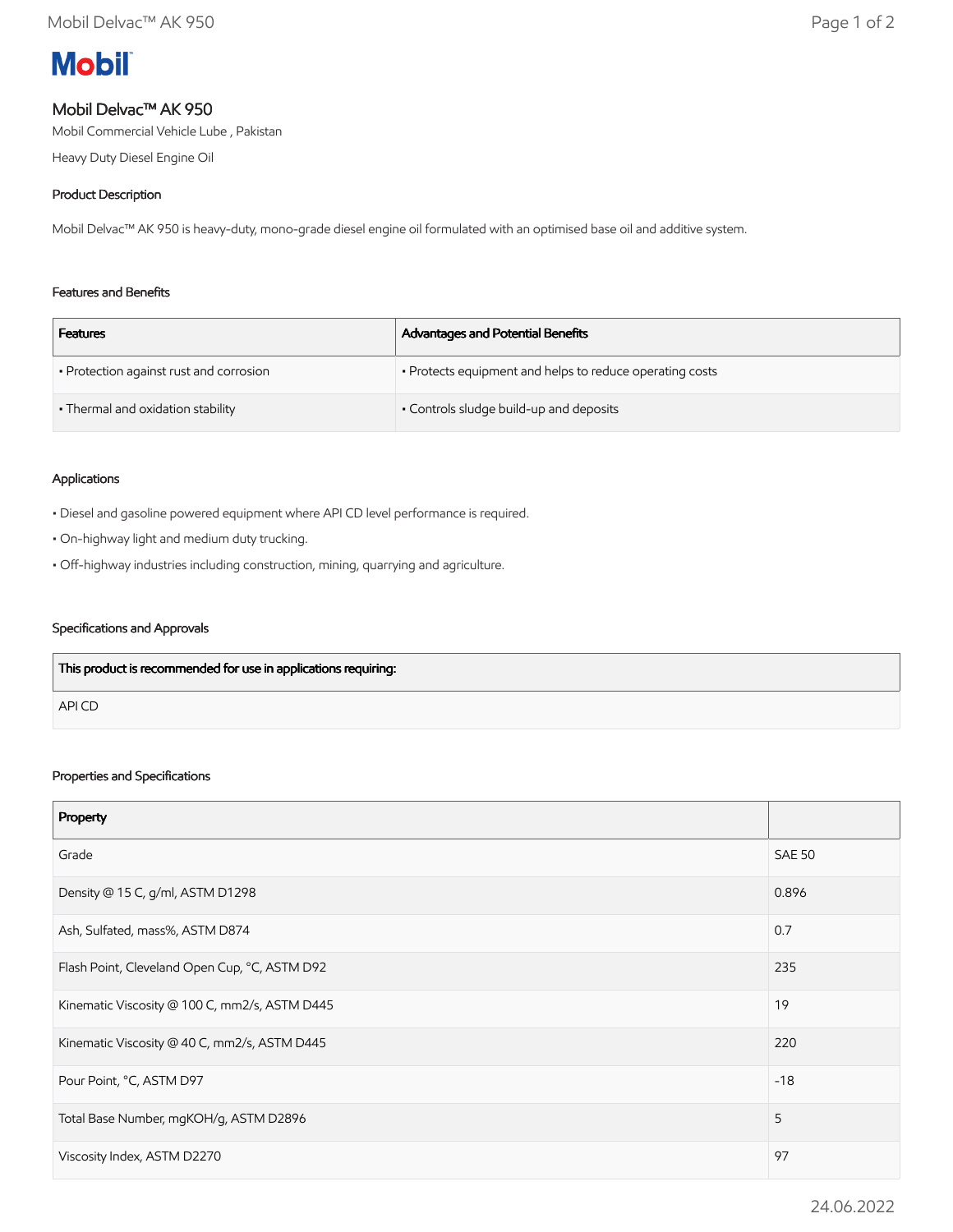Mobil

# Mobil Delvac™ AK 950

Mobil Commercial Vehicle Lube , Pakistan

Heavy Duty Diesel Engine Oil

## Product Description

Mobil Delvac™ AK 950 is heavy-duty, mono-grade diesel engine oil formulated with an optimised base oil and additive system.

## Features and Benefits

| Features | Advantages and Potential Benefits |
| --- | --- |
| • Protection against rust and corrosion | • Protects equipment and helps to reduce operating costs |
| • Thermal and oxidation stability | • Controls sludge build-up and deposits |

## Applications

• Diesel and gasoline powered equipment where API CD level performance is required.

• On-highway light and medium duty trucking.

• Off-highway industries including construction, mining, quarrying and agriculture.

## Specifications and Approvals

| This product is recommended for use in applications requiring: |
| --- |
| API CD |

## Properties and Specifications

| Property | |
| --- | --- |
| Grade | SAE 50 |
| Density @ 15 C, g/ml, ASTM D1298 | 0.896 |
| Ash, Sulfated, mass%, ASTM D874 | 0.7 |
| Flash Point, Cleveland Open Cup, °C, ASTM D92 | 235 |
| Kinematic Viscosity @ 100 C, mm2/s, ASTM D445 | 19 |
| Kinematic Viscosity @ 40 C, mm2/s, ASTM D445 | 220 |
| Pour Point, °C, ASTM D97 | -18 |
| Total Base Number, mgKOH/g, ASTM D2896 | 5 |
| Viscosity Index, ASTM D2270 | 97 |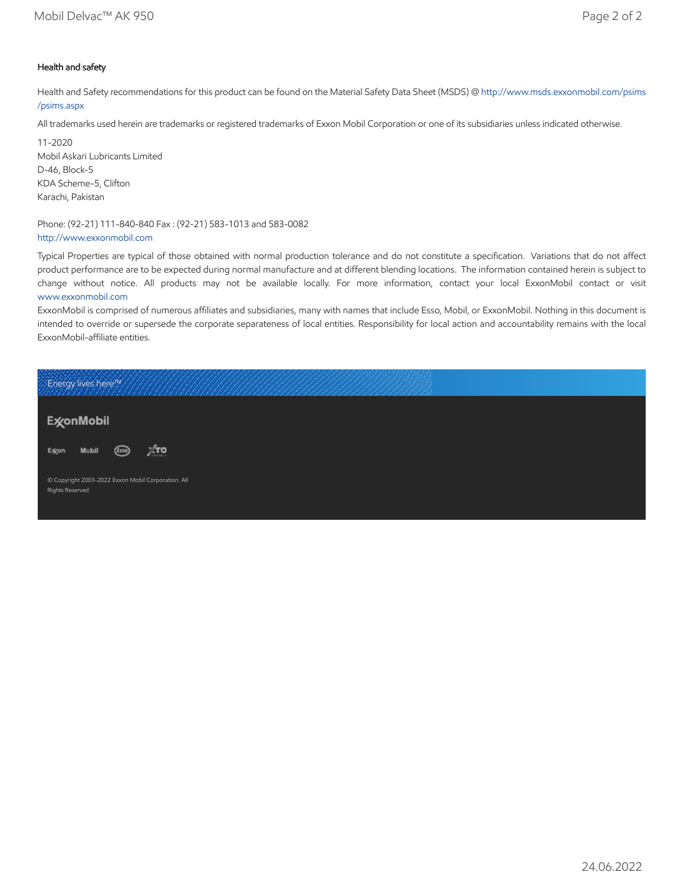### Health and safety

Health and Safety recommendations for this product can be found on the Material Safety Data Sheet (MSDS) @ http://www.msds.exxonmobil.com/psims/psims.aspx

All trademarks used herein are trademarks or registered trademarks of Exxon Mobil Corporation or one of its subsidiaries unless indicated otherwise.

11-2020
Mobil Askari Lubricants Limited
D-46, Block-5
KDA Scheme-5, Clifton
Karachi, Pakistan

Phone: (92-21) 111-840-840 Fax : (92-21) 583-1013 and 583-0082
http://www.exxonmobil.com

Typical Properties are typical of those obtained with normal production tolerance and do not constitute a specification. Variations that do not affect product performance are to be expected during normal manufacture and at different blending locations. The information contained herein is subject to change without notice. All products may not be available locally. For more information, contact your local ExxonMobil contact or visit www.exxonmobil.com

ExxonMobil is comprised of numerous affiliates and subsidiaries, many with names that include Esso, Mobil, or ExxonMobil. Nothing in this document is intended to override or supersede the corporate separateness of local entities. Responsibility for local action and accountability remains with the local ExxonMobil-affiliate entities.

Energy lives here™

ExxonMobil

Exxon Mobil Esso XTO

© Copyright 2003-2022 Exxon Mobil Corporation. All Rights Reserved